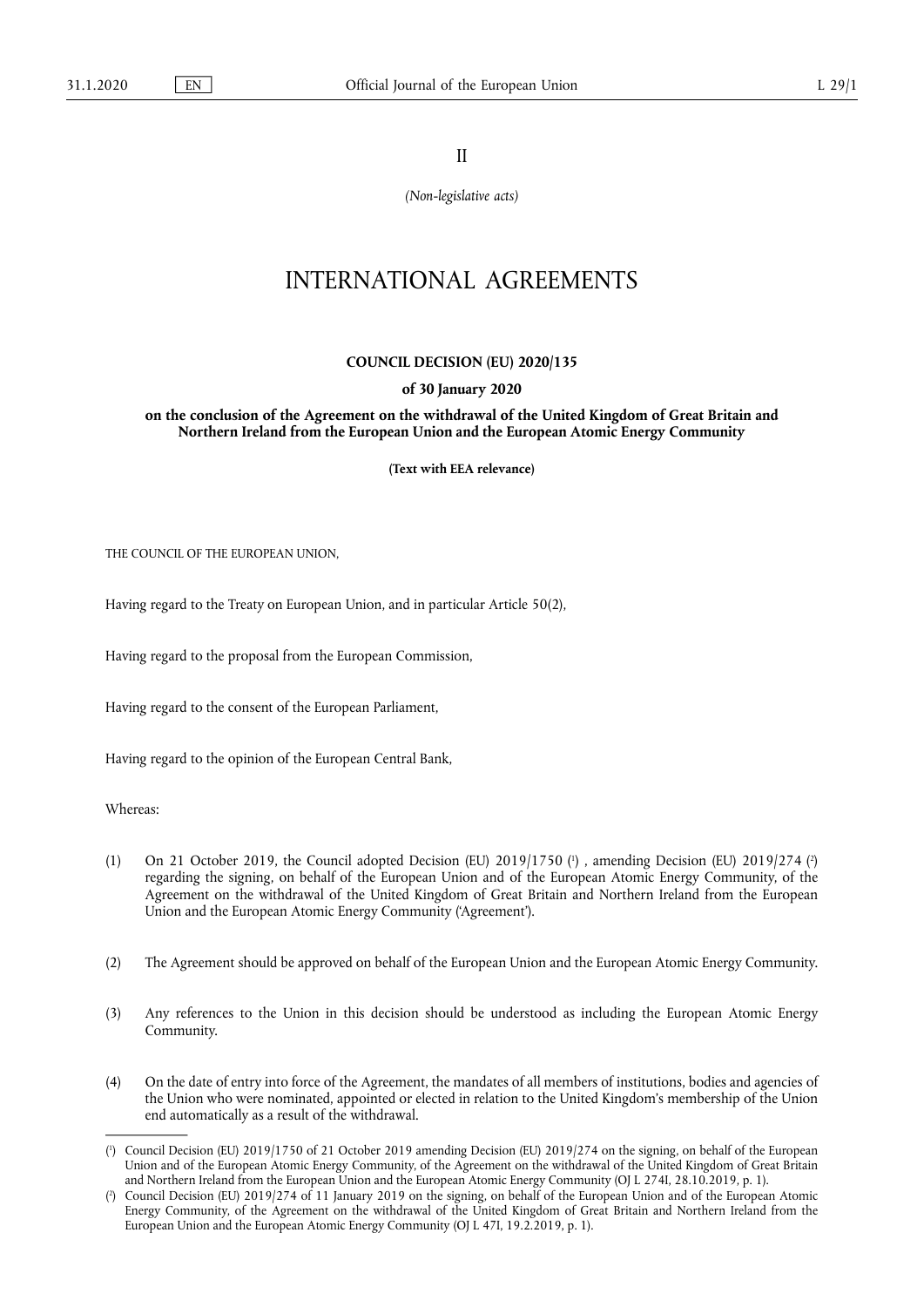II

*(Non-legislative acts)*

# INTERNATIONAL AGREEMENTS

## COUNCIL DECISION (EU) 2020/135

**of 30 January 2020**

**on the conclusion of the Agreement on the withdrawal of the United Kingdom of Great Britain and Northern Ireland from the European Union and the European Atomic Energy Community**

**(Text with EEA relevance)**

THE COUNCIL OF THE EUROPEAN UNION,

Having regard to the Treaty on European Union, and in particular Article 50(2),

Having regard to the proposal from the European Commission,

Having regard to the consent of the European Parliament,

Having regard to the opinion of the European Central Bank,

Whereas:

(1) On 21 October 2019, the Council adopted Decision (EU) 2019/1750 [1] , amending Decision (EU) 2019/274 [2] regarding the signing, on behalf of the European Union and of the European Atomic Energy Community, of the Agreement on the withdrawal of the United Kingdom of Great Britain and Northern Ireland from the European Union and the European Atomic Energy Community ('Agreement').

(2) The Agreement should be approved on behalf of the European Union and the European Atomic Energy Community.

(3) Any references to the Union in this decision should be understood as including the European Atomic Energy Community.

(4) On the date of entry into force of the Agreement, the mandates of all members of institutions, bodies and agencies of the Union who were nominated, appointed or elected in relation to the United Kingdom's membership of the Union end automatically as a result of the withdrawal.

---

[1] Council Decision (EU) 2019/1750 of 21 October 2019 amending Decision (EU) 2019/274 on the signing, on behalf of the European Union and of the European Atomic Energy Community, of the Agreement on the withdrawal of the United Kingdom of Great Britain and Northern Ireland from the European Union and the European Atomic Energy Community (OJ L 274I, 28.10.2019, p. 1).

[2] Council Decision (EU) 2019/274 of 11 January 2019 on the signing, on behalf of the European Union and of the European Atomic Energy Community, of the Agreement on the withdrawal of the United Kingdom of Great Britain and Northern Ireland from the European Union and the European Atomic Energy Community (OJ L 47I, 19.2.2019, p. 1).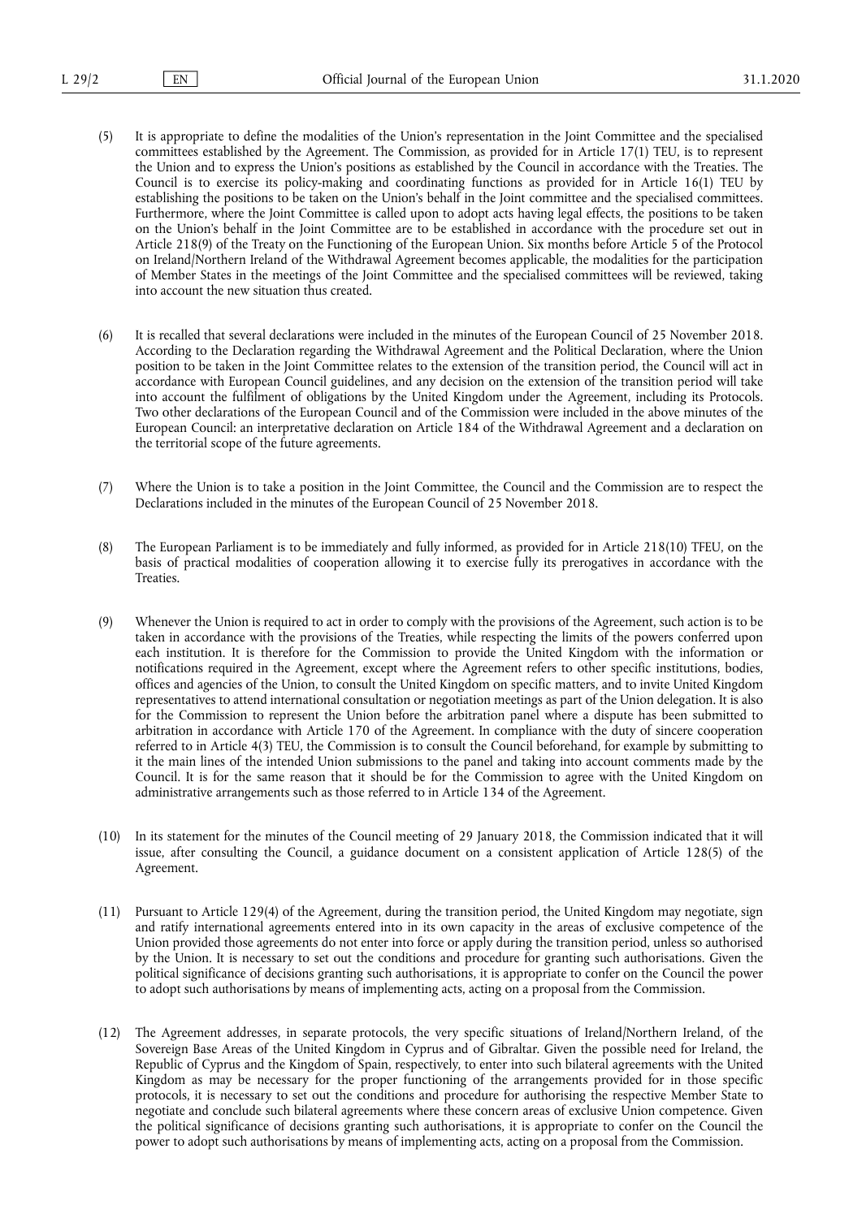(5) It is appropriate to define the modalities of the Union's representation in the Joint Committee and the specialised committees established by the Agreement. The Commission, as provided for in Article 17(1) TEU, is to represent the Union and to express the Union's positions as established by the Council in accordance with the Treaties. The Council is to exercise its policy-making and coordinating functions as provided for in Article 16(1) TEU by establishing the positions to be taken on the Union's behalf in the Joint committee and the specialised committees. Furthermore, where the Joint Committee is called upon to adopt acts having legal effects, the positions to be taken on the Union's behalf in the Joint Committee are to be established in accordance with the procedure set out in Article 218(9) of the Treaty on the Functioning of the European Union. Six months before Article 5 of the Protocol on Ireland/Northern Ireland of the Withdrawal Agreement becomes applicable, the modalities for the participation of Member States in the meetings of the Joint Committee and the specialised committees will be reviewed, taking into account the new situation thus created.

(6) It is recalled that several declarations were included in the minutes of the European Council of 25 November 2018. According to the Declaration regarding the Withdrawal Agreement and the Political Declaration, where the Union position to be taken in the Joint Committee relates to the extension of the transition period, the Council will act in accordance with European Council guidelines, and any decision on the extension of the transition period will take into account the fulfilment of obligations by the United Kingdom under the Agreement, including its Protocols. Two other declarations of the European Council and of the Commission were included in the above minutes of the European Council: an interpretative declaration on Article 184 of the Withdrawal Agreement and a declaration on the territorial scope of the future agreements.

(7) Where the Union is to take a position in the Joint Committee, the Council and the Commission are to respect the Declarations included in the minutes of the European Council of 25 November 2018.

(8) The European Parliament is to be immediately and fully informed, as provided for in Article 218(10) TFEU, on the basis of practical modalities of cooperation allowing it to exercise fully its prerogatives in accordance with the Treaties.

(9) Whenever the Union is required to act in order to comply with the provisions of the Agreement, such action is to be taken in accordance with the provisions of the Treaties, while respecting the limits of the powers conferred upon each institution. It is therefore for the Commission to provide the United Kingdom with the information or notifications required in the Agreement, except where the Agreement refers to other specific institutions, bodies, offices and agencies of the Union, to consult the United Kingdom on specific matters, and to invite United Kingdom representatives to attend international consultation or negotiation meetings as part of the Union delegation. It is also for the Commission to represent the Union before the arbitration panel where a dispute has been submitted to arbitration in accordance with Article 170 of the Agreement. In compliance with the duty of sincere cooperation referred to in Article 4(3) TEU, the Commission is to consult the Council beforehand, for example by submitting to it the main lines of the intended Union submissions to the panel and taking into account comments made by the Council. It is for the same reason that it should be for the Commission to agree with the United Kingdom on administrative arrangements such as those referred to in Article 134 of the Agreement.

(10) In its statement for the minutes of the Council meeting of 29 January 2018, the Commission indicated that it will issue, after consulting the Council, a guidance document on a consistent application of Article 128(5) of the Agreement.

(11) Pursuant to Article 129(4) of the Agreement, during the transition period, the United Kingdom may negotiate, sign and ratify international agreements entered into in its own capacity in the areas of exclusive competence of the Union provided those agreements do not enter into force or apply during the transition period, unless so authorised by the Union. It is necessary to set out the conditions and procedure for granting such authorisations. Given the political significance of decisions granting such authorisations, it is appropriate to confer on the Council the power to adopt such authorisations by means of implementing acts, acting on a proposal from the Commission.

(12) The Agreement addresses, in separate protocols, the very specific situations of Ireland/Northern Ireland, of the Sovereign Base Areas of the United Kingdom in Cyprus and of Gibraltar. Given the possible need for Ireland, the Republic of Cyprus and the Kingdom of Spain, respectively, to enter into such bilateral agreements with the United Kingdom as may be necessary for the proper functioning of the arrangements provided for in those specific protocols, it is necessary to set out the conditions and procedure for authorising the respective Member State to negotiate and conclude such bilateral agreements where these concern areas of exclusive Union competence. Given the political significance of decisions granting such authorisations, it is appropriate to confer on the Council the power to adopt such authorisations by means of implementing acts, acting on a proposal from the Commission.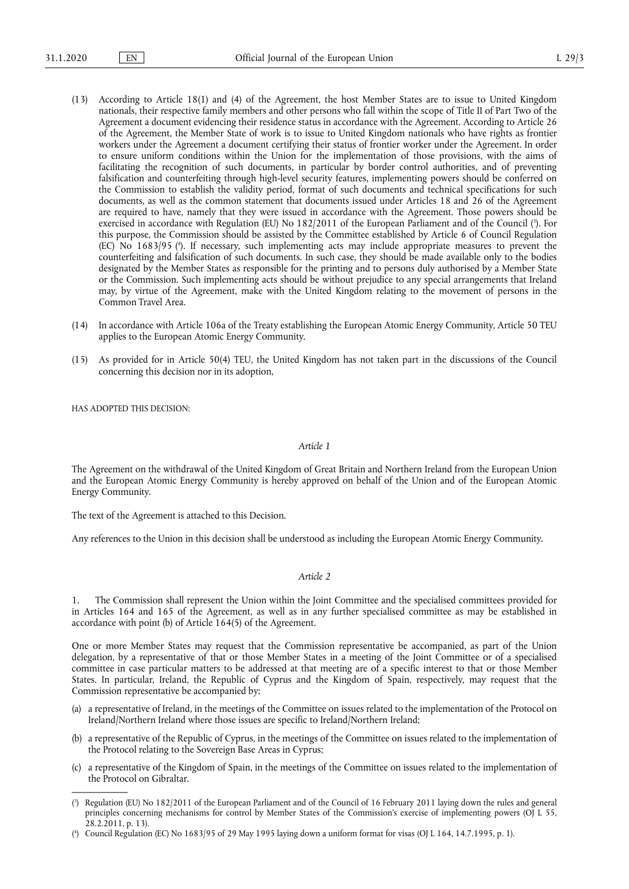(13) According to Article 18(1) and (4) of the Agreement, the host Member States are to issue to United Kingdom nationals, their respective family members and other persons who fall within the scope of Title II of Part Two of the Agreement a document evidencing their residence status in accordance with the Agreement. According to Article 26 of the Agreement, the Member State of work is to issue to United Kingdom nationals who have rights as frontier workers under the Agreement a document certifying their status of frontier worker under the Agreement. In order to ensure uniform conditions within the Union for the implementation of those provisions, with the aims of facilitating the recognition of such documents, in particular by border control authorities, and of preventing falsification and counterfeiting through high-level security features, implementing powers should be conferred on the Commission to establish the validity period, format of such documents and technical specifications for such documents, as well as the common statement that documents issued under Articles 18 and 26 of the Agreement are required to have, namely that they were issued in accordance with the Agreement. Those powers should be exercised in accordance with Regulation (EU) No 182/2011 of the European Parliament and of the Council ([3]). For this purpose, the Commission should be assisted by the Committee established by Article 6 of Council Regulation (EC) No 1683/95 ([4]). If necessary, such implementing acts may include appropriate measures to prevent the counterfeiting and falsification of such documents. In such case, they should be made available only to the bodies designated by the Member States as responsible for the printing and to persons duly authorised by a Member State or the Commission. Such implementing acts should be without prejudice to any special arrangements that Ireland may, by virtue of the Agreement, make with the United Kingdom relating to the movement of persons in the Common Travel Area.

(14) In accordance with Article 106a of the Treaty establishing the European Atomic Energy Community, Article 50 TEU applies to the European Atomic Energy Community.

(15) As provided for in Article 50(4) TEU, the United Kingdom has not taken part in the discussions of the Council concerning this decision nor in its adoption,

HAS ADOPTED THIS DECISION:

*Article 1*

The Agreement on the withdrawal of the United Kingdom of Great Britain and Northern Ireland from the European Union and the European Atomic Energy Community is hereby approved on behalf of the Union and of the European Atomic Energy Community.

The text of the Agreement is attached to this Decision.

Any references to the Union in this decision shall be understood as including the European Atomic Energy Community.

*Article 2*

1. The Commission shall represent the Union within the Joint Committee and the specialised committees provided for in Articles 164 and 165 of the Agreement, as well as in any further specialised committee as may be established in accordance with point (b) of Article 164(5) of the Agreement.

One or more Member States may request that the Commission representative be accompanied, as part of the Union delegation, by a representative of that or those Member States in a meeting of the Joint Committee or of a specialised committee in case particular matters to be addressed at that meeting are of a specific interest to that or those Member States. In particular, Ireland, the Republic of Cyprus and the Kingdom of Spain, respectively, may request that the Commission representative be accompanied by:

(a) a representative of Ireland, in the meetings of the Committee on issues related to the implementation of the Protocol on Ireland/Northern Ireland where those issues are specific to Ireland/Northern Ireland;

(b) a representative of the Republic of Cyprus, in the meetings of the Committee on issues related to the implementation of the Protocol relating to the Sovereign Base Areas in Cyprus;

(c) a representative of the Kingdom of Spain, in the meetings of the Committee on issues related to the implementation of the Protocol on Gibraltar.

---

([3]) Regulation (EU) No 182/2011 of the European Parliament and of the Council of 16 February 2011 laying down the rules and general principles concerning mechanisms for control by Member States of the Commission's exercise of implementing powers (OJ L 55, 28.2.2011, p. 13).

([4]) Council Regulation (EC) No 1683/95 of 29 May 1995 laying down a uniform format for visas (OJ L 164, 14.7.1995, p. 1).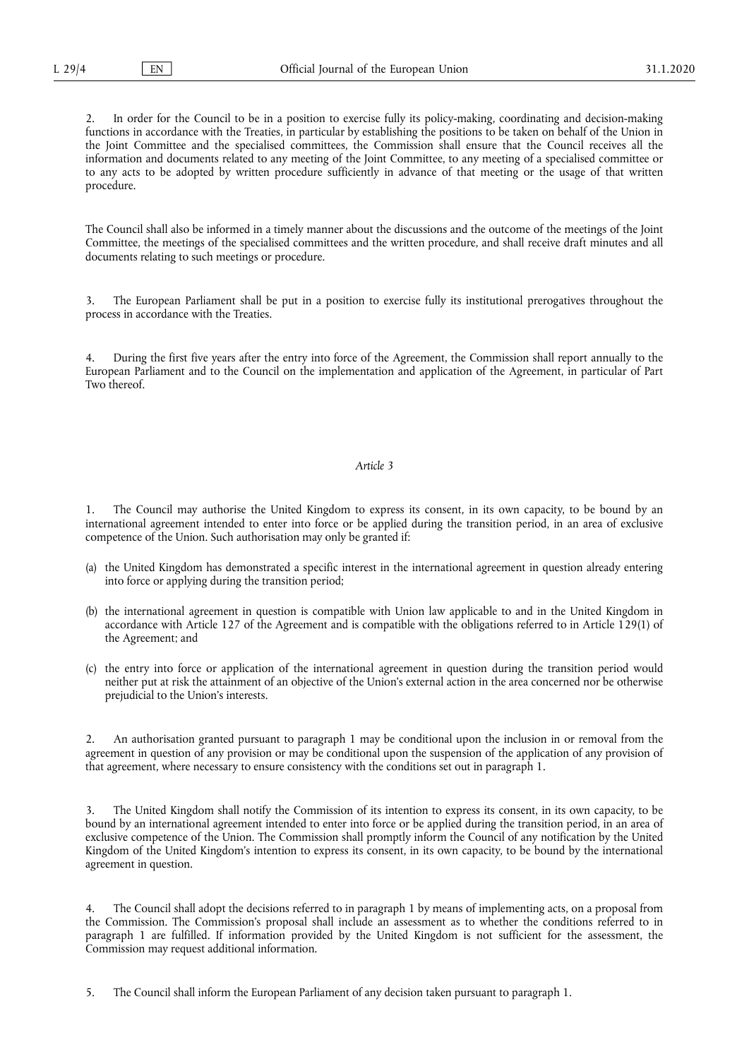2. In order for the Council to be in a position to exercise fully its policy-making, coordinating and decision-making functions in accordance with the Treaties, in particular by establishing the positions to be taken on behalf of the Union in the Joint Committee and the specialised committees, the Commission shall ensure that the Council receives all the information and documents related to any meeting of the Joint Committee, to any meeting of a specialised committee or to any acts to be adopted by written procedure sufficiently in advance of that meeting or the usage of that written procedure.

The Council shall also be informed in a timely manner about the discussions and the outcome of the meetings of the Joint Committee, the meetings of the specialised committees and the written procedure, and shall receive draft minutes and all documents relating to such meetings or procedure.

3. The European Parliament shall be put in a position to exercise fully its institutional prerogatives throughout the process in accordance with the Treaties.

4. During the first five years after the entry into force of the Agreement, the Commission shall report annually to the European Parliament and to the Council on the implementation and application of the Agreement, in particular of Part Two thereof.

*Article 3*

1. The Council may authorise the United Kingdom to express its consent, in its own capacity, to be bound by an international agreement intended to enter into force or be applied during the transition period, in an area of exclusive competence of the Union. Such authorisation may only be granted if:

(a) the United Kingdom has demonstrated a specific interest in the international agreement in question already entering into force or applying during the transition period;

(b) the international agreement in question is compatible with Union law applicable to and in the United Kingdom in accordance with Article 127 of the Agreement and is compatible with the obligations referred to in Article 129(1) of the Agreement; and

(c) the entry into force or application of the international agreement in question during the transition period would neither put at risk the attainment of an objective of the Union's external action in the area concerned nor be otherwise prejudicial to the Union's interests.

2. An authorisation granted pursuant to paragraph 1 may be conditional upon the inclusion in or removal from the agreement in question of any provision or may be conditional upon the suspension of the application of any provision of that agreement, where necessary to ensure consistency with the conditions set out in paragraph 1.

3. The United Kingdom shall notify the Commission of its intention to express its consent, in its own capacity, to be bound by an international agreement intended to enter into force or be applied during the transition period, in an area of exclusive competence of the Union. The Commission shall promptly inform the Council of any notification by the United Kingdom of the United Kingdom's intention to express its consent, in its own capacity, to be bound by the international agreement in question.

4. The Council shall adopt the decisions referred to in paragraph 1 by means of implementing acts, on a proposal from the Commission. The Commission's proposal shall include an assessment as to whether the conditions referred to in paragraph 1 are fulfilled. If information provided by the United Kingdom is not sufficient for the assessment, the Commission may request additional information.

5. The Council shall inform the European Parliament of any decision taken pursuant to paragraph 1.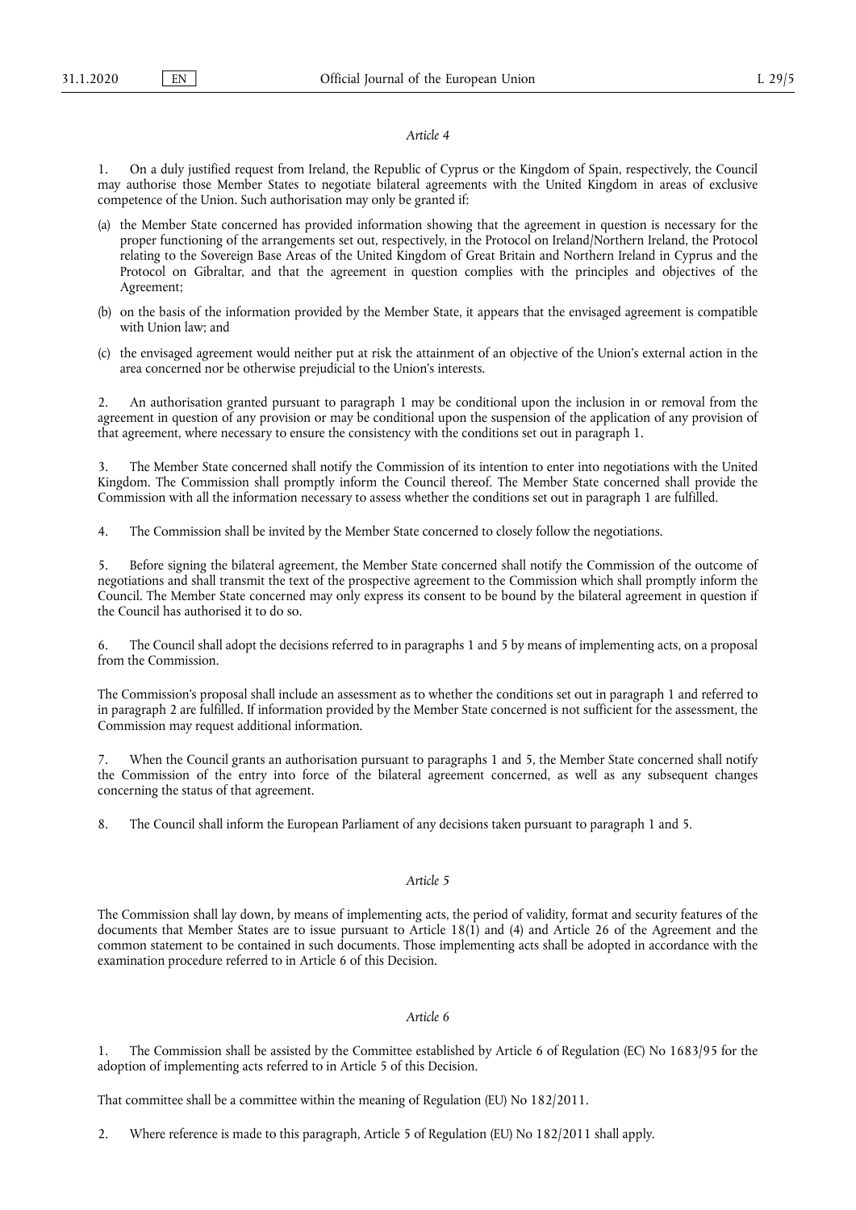*Article 4*

1. On a duly justified request from Ireland, the Republic of Cyprus or the Kingdom of Spain, respectively, the Council may authorise those Member States to negotiate bilateral agreements with the United Kingdom in areas of exclusive competence of the Union. Such authorisation may only be granted if:

(a) the Member State concerned has provided information showing that the agreement in question is necessary for the proper functioning of the arrangements set out, respectively, in the Protocol on Ireland/Northern Ireland, the Protocol relating to the Sovereign Base Areas of the United Kingdom of Great Britain and Northern Ireland in Cyprus and the Protocol on Gibraltar, and that the agreement in question complies with the principles and objectives of the Agreement;

(b) on the basis of the information provided by the Member State, it appears that the envisaged agreement is compatible with Union law; and

(c) the envisaged agreement would neither put at risk the attainment of an objective of the Union's external action in the area concerned nor be otherwise prejudicial to the Union's interests.

2. An authorisation granted pursuant to paragraph 1 may be conditional upon the inclusion in or removal from the agreement in question of any provision or may be conditional upon the suspension of the application of any provision of that agreement, where necessary to ensure the consistency with the conditions set out in paragraph 1.

3. The Member State concerned shall notify the Commission of its intention to enter into negotiations with the United Kingdom. The Commission shall promptly inform the Council thereof. The Member State concerned shall provide the Commission with all the information necessary to assess whether the conditions set out in paragraph 1 are fulfilled.

4. The Commission shall be invited by the Member State concerned to closely follow the negotiations.

5. Before signing the bilateral agreement, the Member State concerned shall notify the Commission of the outcome of negotiations and shall transmit the text of the prospective agreement to the Commission which shall promptly inform the Council. The Member State concerned may only express its consent to be bound by the bilateral agreement in question if the Council has authorised it to do so.

6. The Council shall adopt the decisions referred to in paragraphs 1 and 5 by means of implementing acts, on a proposal from the Commission.

The Commission's proposal shall include an assessment as to whether the conditions set out in paragraph 1 and referred to in paragraph 2 are fulfilled. If information provided by the Member State concerned is not sufficient for the assessment, the Commission may request additional information.

7. When the Council grants an authorisation pursuant to paragraphs 1 and 5, the Member State concerned shall notify the Commission of the entry into force of the bilateral agreement concerned, as well as any subsequent changes concerning the status of that agreement.

8. The Council shall inform the European Parliament of any decisions taken pursuant to paragraph 1 and 5.

*Article 5*

The Commission shall lay down, by means of implementing acts, the period of validity, format and security features of the documents that Member States are to issue pursuant to Article 18(1) and (4) and Article 26 of the Agreement and the common statement to be contained in such documents. Those implementing acts shall be adopted in accordance with the examination procedure referred to in Article 6 of this Decision.

*Article 6*

1. The Commission shall be assisted by the Committee established by Article 6 of Regulation (EC) No 1683/95 for the adoption of implementing acts referred to in Article 5 of this Decision.

That committee shall be a committee within the meaning of Regulation (EU) No 182/2011.

2. Where reference is made to this paragraph, Article 5 of Regulation (EU) No 182/2011 shall apply.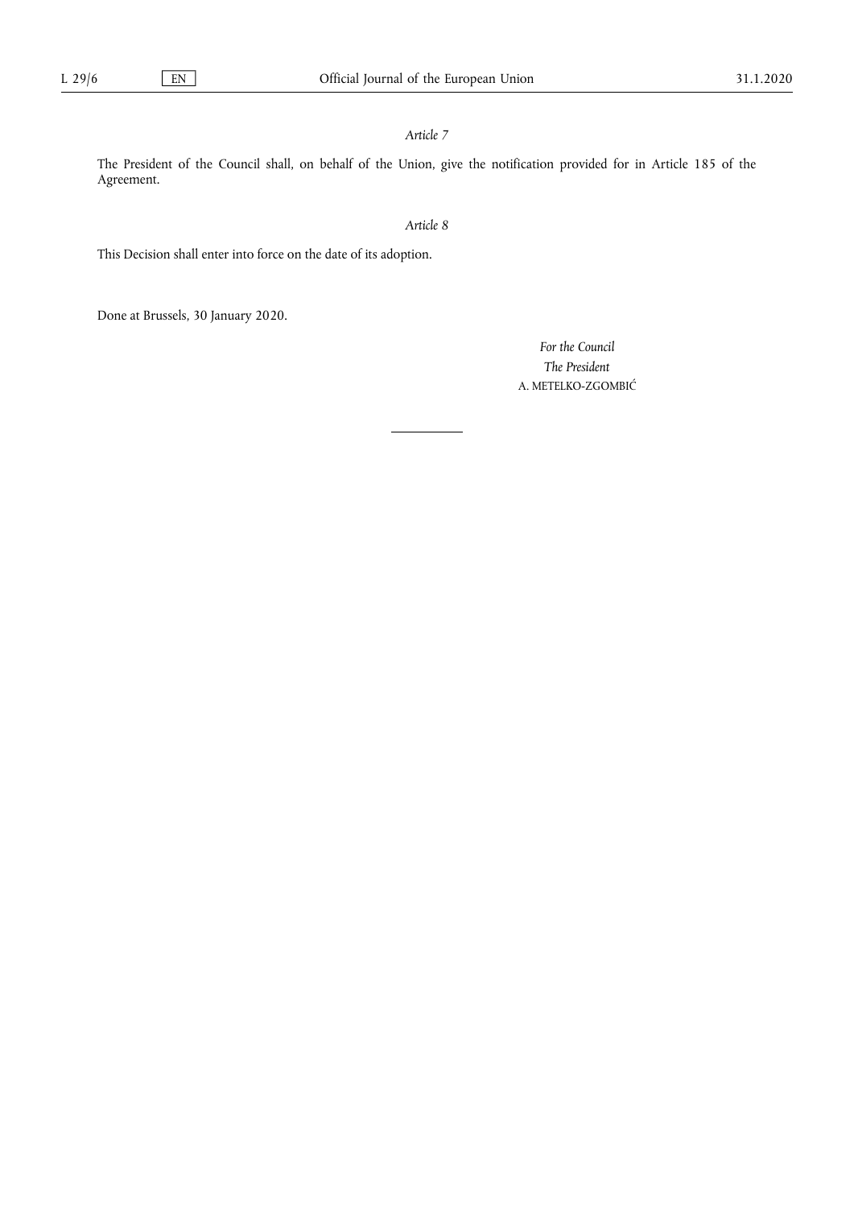*Article 7*

The President of the Council shall, on behalf of the Union, give the notification provided for in Article 185 of the Agreement.

*Article 8*

This Decision shall enter into force on the date of its adoption.

Done at Brussels, 30 January 2020.

*For the Council*

*The President*

A. METELKO-ZGOMBIĆ